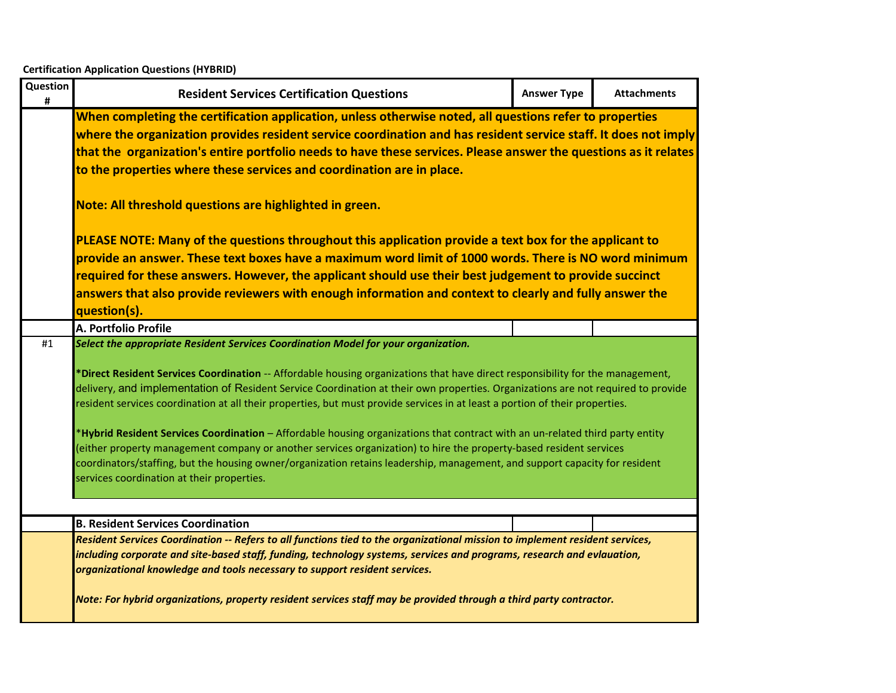**Certification Application Questions (HYBRID)**

| Question # | Resident Services Certification Questions | Answer Type | Attachments |
|---|---|---|---|
| | **When completing the certification application, unless otherwise noted, all questions refer to properties where the organization provides resident service coordination and has resident service staff. It does not imply that the organization's entire portfolio needs to have these services. Please answer the questions as it relates to the properties where these services and coordination are in place.**<br><br>**Note: All threshold questions are highlighted in green.**<br><br>**PLEASE NOTE: Many of the questions throughout this application provide a text box for the applicant to provide an answer. These text boxes have a maximum word limit of 1000 words. There is NO word minimum required for these answers. However, the applicant should use their best judgement to provide succinct answers that also provide reviewers with enough information and context to clearly and fully answer the question(s).** | | |
| | **A. Portfolio Profile** | | |
| #1 | ***Select the appropriate Resident Services Coordination Model for your organization.***<br><br>**\*Direct Resident Services Coordination** -- Affordable housing organizations that have direct responsibility for the management, delivery, and implementation of Resident Service Coordination at their own properties. Organizations are not required to provide resident services coordination at all their properties, but must provide services in at least a portion of their properties.<br><br>\***Hybrid Resident Services Coordination** – Affordable housing organizations that contract with an un-related third party entity (either property management company or another services organization) to hire the property-based resident services coordinators/staffing, but the housing owner/organization retains leadership, management, and support capacity for resident services coordination at their properties. | | |
| | **B. Resident Services Coordination** | | |
| | ***Resident Services Coordination -- Refers to all functions tied to the organizational mission to implement resident services, including corporate and site-based staff, funding, technology systems, services and programs, research and evlauation, organizational knowledge and tools necessary to support resident services.***<br><br>***Note: For hybrid organizations, property resident services staff may be provided through a third party contractor.*** | | |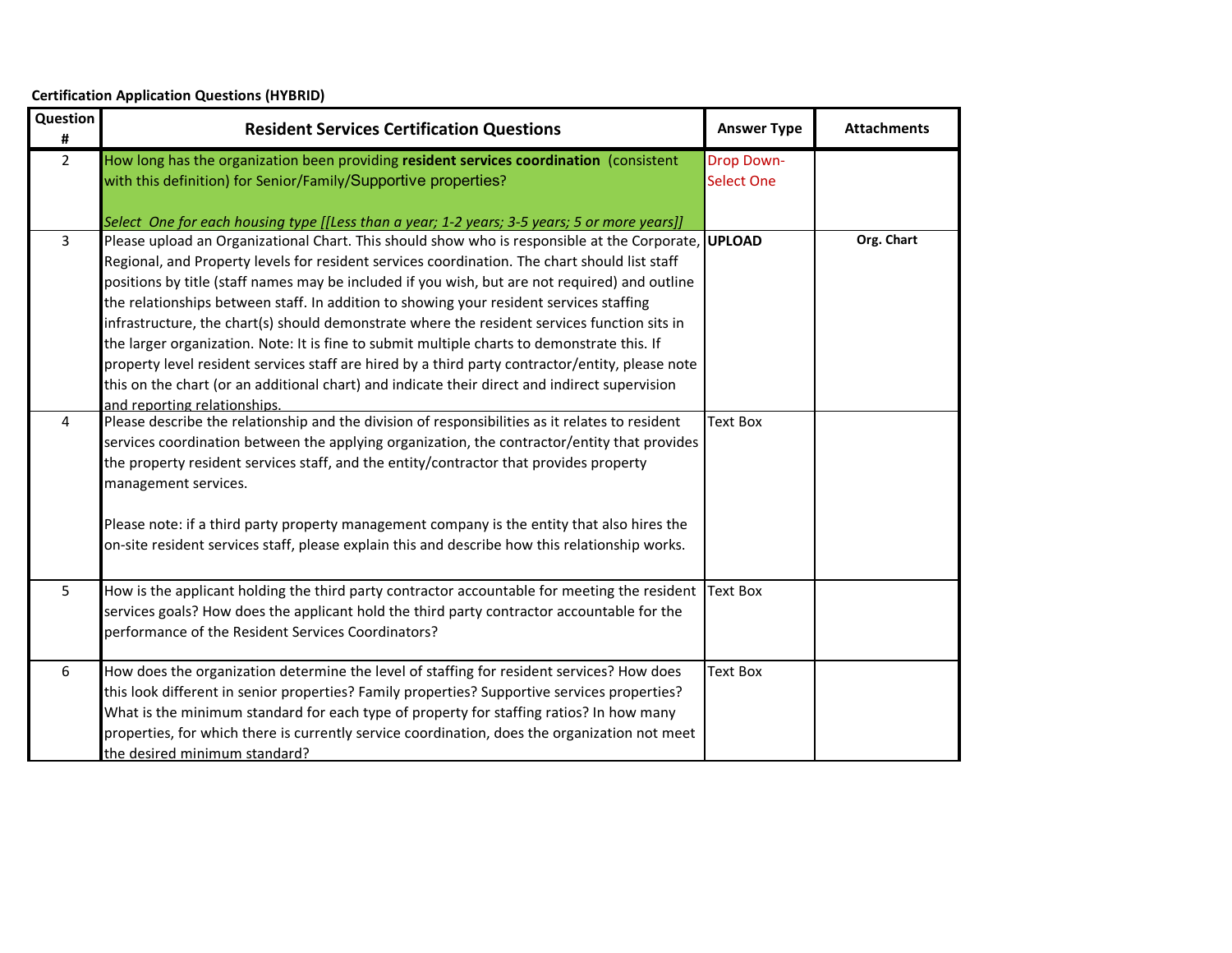**Certification Application Questions (HYBRID)**

| Question # | Resident Services Certification Questions | Answer Type | Attachments |
|---|---|---|---|
| 2 | How long has the organization been providing **resident services coordination** (consistent with this definition) for Senior/Family/Supportive properties?<br><br>*Select One for each housing type [[Less than a year; 1-2 years; 3-5 years; 5 or more years]]* | Drop Down-Select One | |
| 3 | Please upload an Organizational Chart. This should show who is responsible at the Corporate, Regional, and Property levels for resident services coordination. The chart should list staff positions by title (staff names may be included if you wish, but are not required) and outline the relationships between staff. In addition to showing your resident services staffing infrastructure, the chart(s) should demonstrate where the resident services function sits in the larger organization. Note: It is fine to submit multiple charts to demonstrate this. If property level resident services staff are hired by a third party contractor/entity, please note this on the chart (or an additional chart) and indicate their direct and indirect supervision and reporting relationships. | **UPLOAD** | **Org. Chart** |
| 4 | Please describe the relationship and the division of responsibilities as it relates to resident services coordination between the applying organization, the contractor/entity that provides the property resident services staff, and the entity/contractor that provides property management services.<br><br>Please note: if a third party property management company is the entity that also hires the on-site resident services staff, please explain this and describe how this relationship works. | Text Box | |
| 5 | How is the applicant holding the third party contractor accountable for meeting the resident services goals? How does the applicant hold the third party contractor accountable for the performance of the Resident Services Coordinators? | Text Box | |
| 6 | How does the organization determine the level of staffing for resident services? How does this look different in senior properties? Family properties? Supportive services properties? What is the minimum standard for each type of property for staffing ratios? In how many properties, for which there is currently service coordination, does the organization not meet the desired minimum standard? | Text Box | |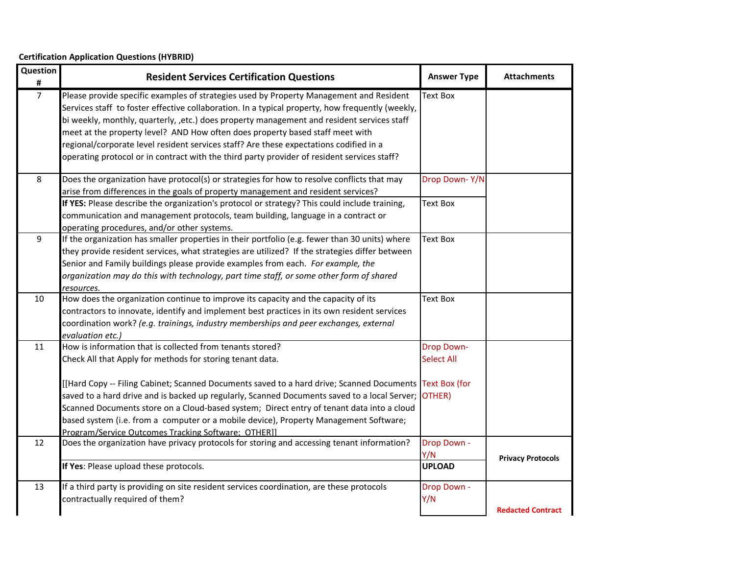**Certification Application Questions (HYBRID)**

| Question # | Resident Services Certification Questions | Answer Type | Attachments |
|---|---|---|---|
| 7 | Please provide specific examples of strategies used by Property Management and Resident Services staff to foster effective collaboration. In a typical property, how frequently (weekly, bi weekly, monthly, quarterly, ,etc.) does property management and resident services staff meet at the property level? AND How often does property based staff meet with regional/corporate level resident services staff? Are these expectations codified in a operating protocol or in contract with the third party provider of resident services staff? | Text Box | |
| 8 | Does the organization have protocol(s) or strategies for how to resolve conflicts that may arise from differences in the goals of property management and resident services? | Drop Down- Y/N | |
| | **If YES:** Please describe the organization's protocol or strategy? This could include training, communication and management protocols, team building, language in a contract or operating procedures, and/or other systems. | Text Box | |
| 9 | If the organization has smaller properties in their portfolio (e.g. fewer than 30 units) where they provide resident services, what strategies are utilized? If the strategies differ between Senior and Family buildings please provide examples from each. *For example, the organization may do this with technology, part time staff, or some other form of shared resources.* | Text Box | |
| 10 | How does the organization continue to improve its capacity and the capacity of its contractors to innovate, identify and implement best practices in its own resident services coordination work? *(e.g. trainings, industry memberships and peer exchanges, external evaluation etc.)* | Text Box | |
| 11 | How is information that is collected from tenants stored?<br>Check All that Apply for methods for storing tenant data.<br><br>[[Hard Copy -- Filing Cabinet; Scanned Documents saved to a hard drive; Scanned Documents saved to a hard drive and is backed up regularly, Scanned Documents saved to a local Server; Scanned Documents store on a Cloud-based system; Direct entry of tenant data into a cloud based system (i.e. from a computer or a mobile device), Property Management Software; Program/Service Outcomes Tracking Software; OTHER]] | Drop Down- Select All<br><br>Text Box (for OTHER) | |
| 12 | Does the organization have privacy protocols for storing and accessing tenant information? | Drop Down - Y/N | **Privacy Protocols** |
| | **If Yes**: Please upload these protocols. | **UPLOAD** | |
| 13 | If a third party is providing on site resident services coordination, are these protocols contractually required of them? | Drop Down - Y/N | **Redacted Contract** |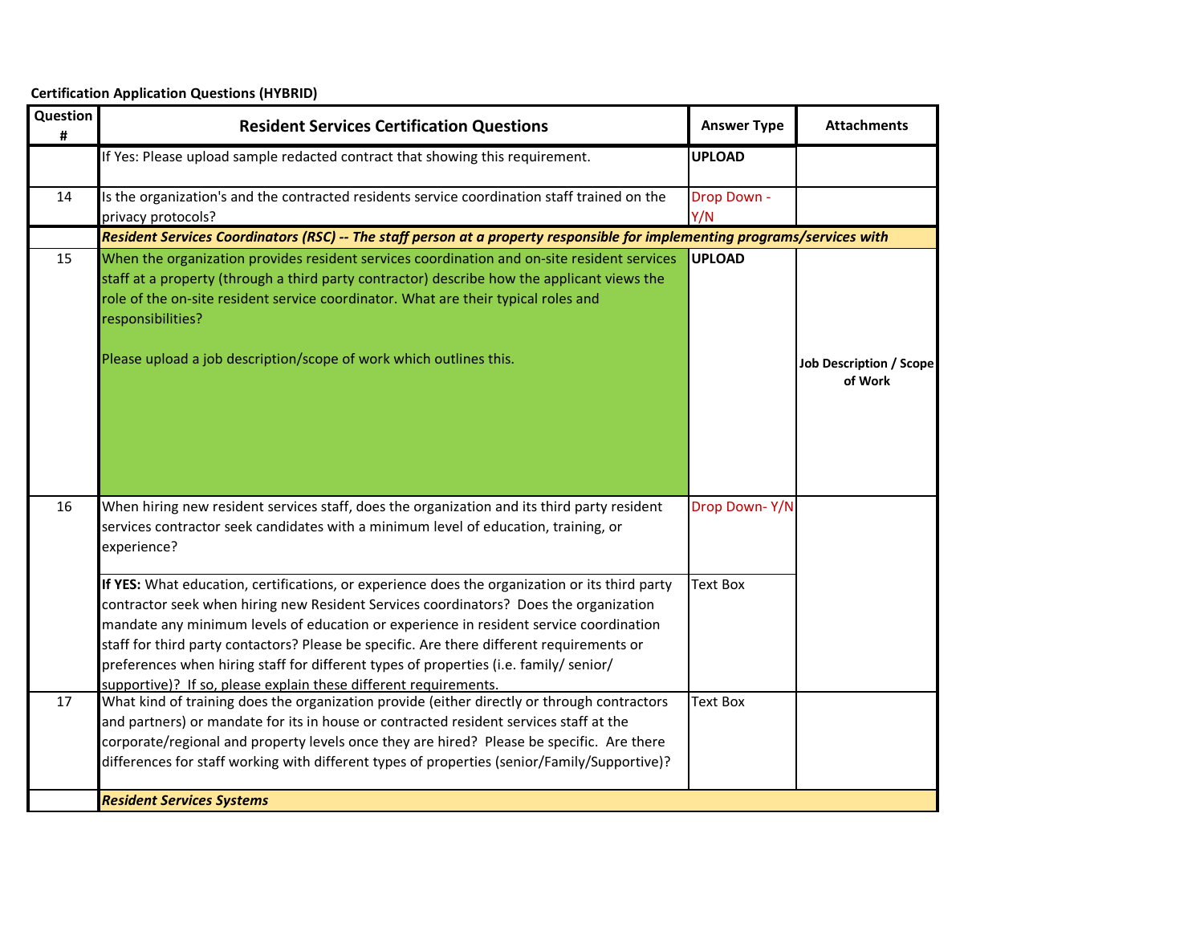**Certification Application Questions (HYBRID)**

| Question # | Resident Services Certification Questions | Answer Type | Attachments |
|---|---|---|---|
| | If Yes: Please upload sample redacted contract that showing this requirement. | **UPLOAD** | |
| 14 | Is the organization's and the contracted residents service coordination staff trained on the privacy protocols? | Drop Down - Y/N | |
| | ***Resident Services Coordinators (RSC) -- The staff person at a property responsible for implementing programs/services with*** | | |
| 15 | When the organization provides resident services coordination and on-site resident services staff at a property (through a third party contractor) describe how the applicant views the role of the on-site resident service coordinator. What are their typical roles and responsibilities?<br><br>Please upload a job description/scope of work which outlines this. | **UPLOAD** | **Job Description / Scope of Work** |
| 16 | When hiring new resident services staff, does the organization and its third party resident services contractor seek candidates with a minimum level of education, training, or experience? | Drop Down- Y/N | |
| | **If YES:** What education, certifications, or experience does the organization or its third party contractor seek when hiring new Resident Services coordinators? Does the organization mandate any minimum levels of education or experience in resident service coordination staff for third party contactors? Please be specific. Are there different requirements or preferences when hiring staff for different types of properties (i.e. family/ senior/ supportive)? If so, please explain these different requirements. | Text Box | |
| 17 | What kind of training does the organization provide (either directly or through contractors and partners) or mandate for its in house or contracted resident services staff at the corporate/regional and property levels once they are hired? Please be specific. Are there differences for staff working with different types of properties (senior/Family/Supportive)? | Text Box | |
| | ***Resident Services Systems*** | | |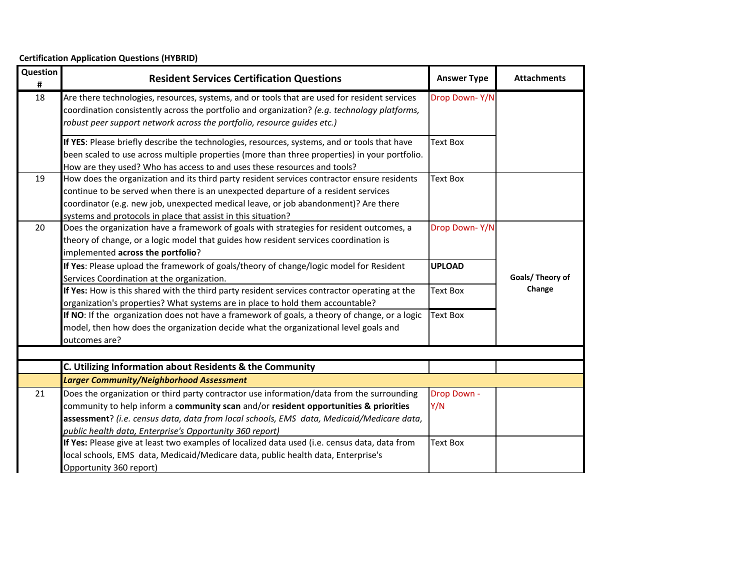**Certification Application Questions (HYBRID)**

| Question # | Resident Services Certification Questions | Answer Type | Attachments |
|---|---|---|---|
| 18 | Are there technologies, resources, systems, and or tools that are used for resident services coordination consistently across the portfolio and organization? *(e.g. technology platforms, robust peer support network across the portfolio, resource guides etc.)* | Drop Down- Y/N | |
| | **If YES**: Please briefly describe the technologies, resources, systems, and or tools that have been scaled to use across multiple properties (more than three properties) in your portfolio. How are they used? Who has access to and uses these resources and tools? | Text Box | |
| 19 | How does the organization and its third party resident services contractor ensure residents continue to be served when there is an unexpected departure of a resident services coordinator (e.g. new job, unexpected medical leave, or job abandonment)? Are there systems and protocols in place that assist in this situation? | Text Box | |
| 20 | Does the organization have a framework of goals with strategies for resident outcomes, a theory of change, or a logic model that guides how resident services coordination is implemented **across the portfolio**? | Drop Down- Y/N | Goals/ Theory of Change |
| | **If Yes**: Please upload the framework of goals/theory of change/logic model for Resident Services Coordination at the organization. | **UPLOAD** | |
| | **If Yes:** How is this shared with the third party resident services contractor operating at the organization's properties? What systems are in place to hold them accountable? | Text Box | |
| | **If NO**: If the organization does not have a framework of goals, a theory of change, or a logic model, then how does the organization decide what the organizational level goals and outcomes are? | Text Box | |
| | | | |
| | **C. Utilizing Information about Residents & the Community** | | |
| | ***Larger Community/Neighborhood Assessment*** | | |
| 21 | Does the organization or third party contractor use information/data from the surrounding community to help inform a **community scan** and/or **resident opportunities & priorities assessment**? *(i.e. census data, data from local schools, EMS data, Medicaid/Medicare data, public health data, Enterprise's Opportunity 360 report)* | Drop Down - Y/N | |
| | **If Yes:** Please give at least two examples of localized data used (i.e. census data, data from local schools, EMS data, Medicaid/Medicare data, public health data, Enterprise's Opportunity 360 report) | Text Box | |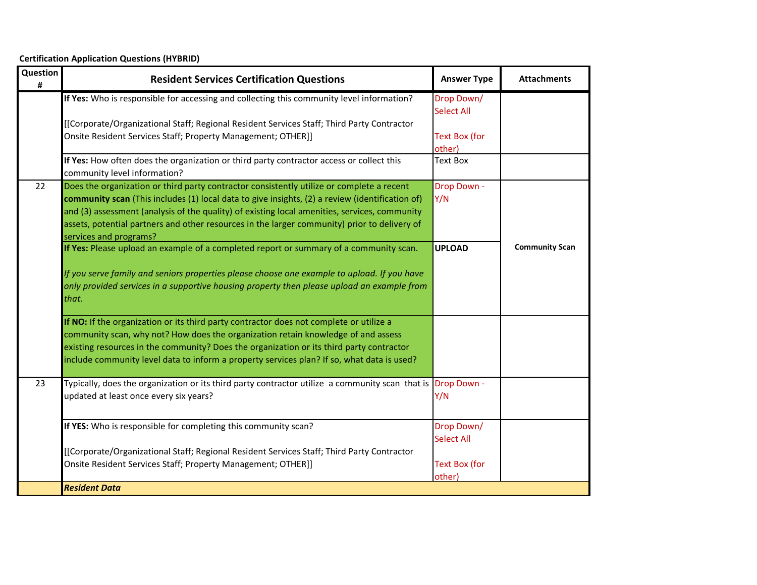**Certification Application Questions (HYBRID)**

| Question # | Resident Services Certification Questions | Answer Type | Attachments |
|---|---|---|---|
| | **If Yes:** Who is responsible for accessing and collecting this community level information?<br><br>[[Corporate/Organizational Staff; Regional Resident Services Staff; Third Party Contractor Onsite Resident Services Staff; Property Management; OTHER]] | Drop Down/ Select All<br><br>Text Box (for other) | |
| | **If Yes:** How often does the organization or third party contractor access or collect this community level information? | Text Box | |
| 22 | Does the organization or third party contractor consistently utilize or complete a recent **community scan** (This includes (1) local data to give insights, (2) a review (identification of) and (3) assessment (analysis of the quality) of existing local amenities, services, community assets, potential partners and other resources in the larger community) prior to delivery of services and programs? | Drop Down - Y/N | **Community Scan** |
| | **If Yes:** Please upload an example of a completed report or summary of a community scan.<br><br>*If you serve family and seniors properties please choose one example to upload. If you have only provided services in a supportive housing property then please upload an example from that.* | **UPLOAD** | |
| | **If NO:** If the organization or its third party contractor does not complete or utilize a community scan, why not? How does the organization retain knowledge of and assess existing resources in the community? Does the organization or its third party contractor include community level data to inform a property services plan? If so, what data is used? | | |
| 23 | Typically, does the organization or its third party contractor utilize a community scan that is updated at least once every six years? | Drop Down - Y/N | |
| | **If YES:** Who is responsible for completing this community scan?<br><br>[[Corporate/Organizational Staff; Regional Resident Services Staff; Third Party Contractor Onsite Resident Services Staff; Property Management; OTHER]] | Drop Down/ Select All<br><br>Text Box (for other) | |
| | ***Resident Data*** | | |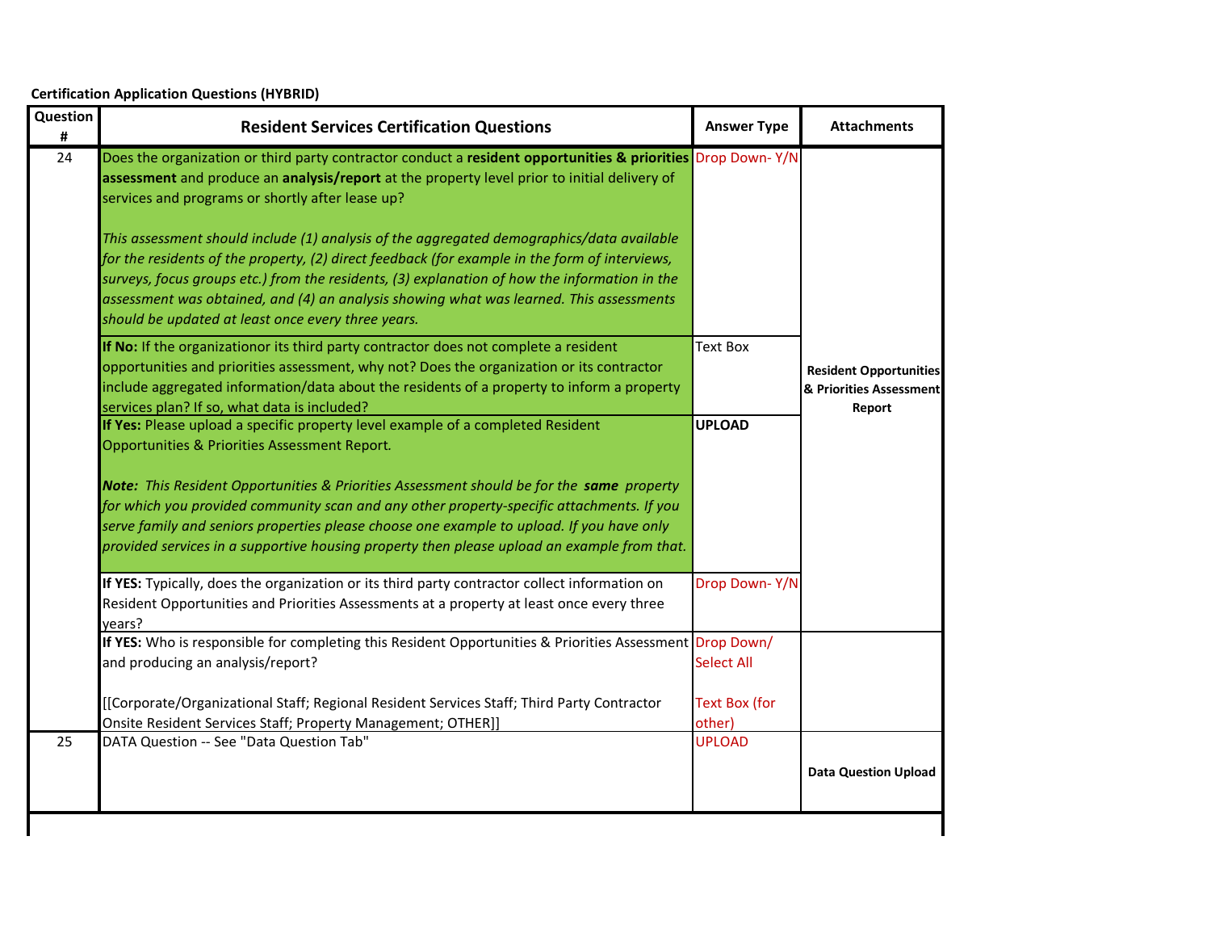**Certification Application Questions (HYBRID)**

| Question # | Resident Services Certification Questions | Answer Type | Attachments |
|---|---|---|---|
| 24 | Does the organization or third party contractor conduct a **resident opportunities & priorities assessment** and produce an **analysis/report** at the property level prior to initial delivery of services and programs or shortly after lease up?<br><br>*This assessment should include (1) analysis of the aggregated demographics/data available for the residents of the property, (2) direct feedback (for example in the form of interviews, surveys, focus groups etc.) from the residents, (3) explanation of how the information in the assessment was obtained, and (4) an analysis showing what was learned. This assessments should be updated at least once every three years.* | Drop Down- Y/N | **Resident Opportunities & Priorities Assessment Report** |
| | **If No:** If the organizationor its third party contractor does not complete a resident opportunities and priorities assessment, why not? Does the organization or its contractor include aggregated information/data about the residents of a property to inform a property services plan? If so, what data is included? | Text Box | |
| | **If Yes:** Please upload a specific property level example of a completed Resident Opportunities & Priorities Assessment Report.<br><br>***Note:*** *This Resident Opportunities & Priorities Assessment should be for the* ***same*** *property for which you provided community scan and any other property-specific attachments. If you serve family and seniors properties please choose one example to upload. If you have only provided services in a supportive housing property then please upload an example from that.* | **UPLOAD** | |
| | **If YES:** Typically, does the organization or its third party contractor collect information on Resident Opportunities and Priorities Assessments at a property at least once every three years? | Drop Down- Y/N | |
| | **If YES:** Who is responsible for completing this Resident Opportunities & Priorities Assessment and producing an analysis/report?<br><br>[[Corporate/Organizational Staff; Regional Resident Services Staff; Third Party Contractor Onsite Resident Services Staff; Property Management; OTHER]] | Drop Down/ Select All<br><br>Text Box (for other) | |
| 25 | DATA Question -- See "Data Question Tab" | UPLOAD | **Data Question Upload** |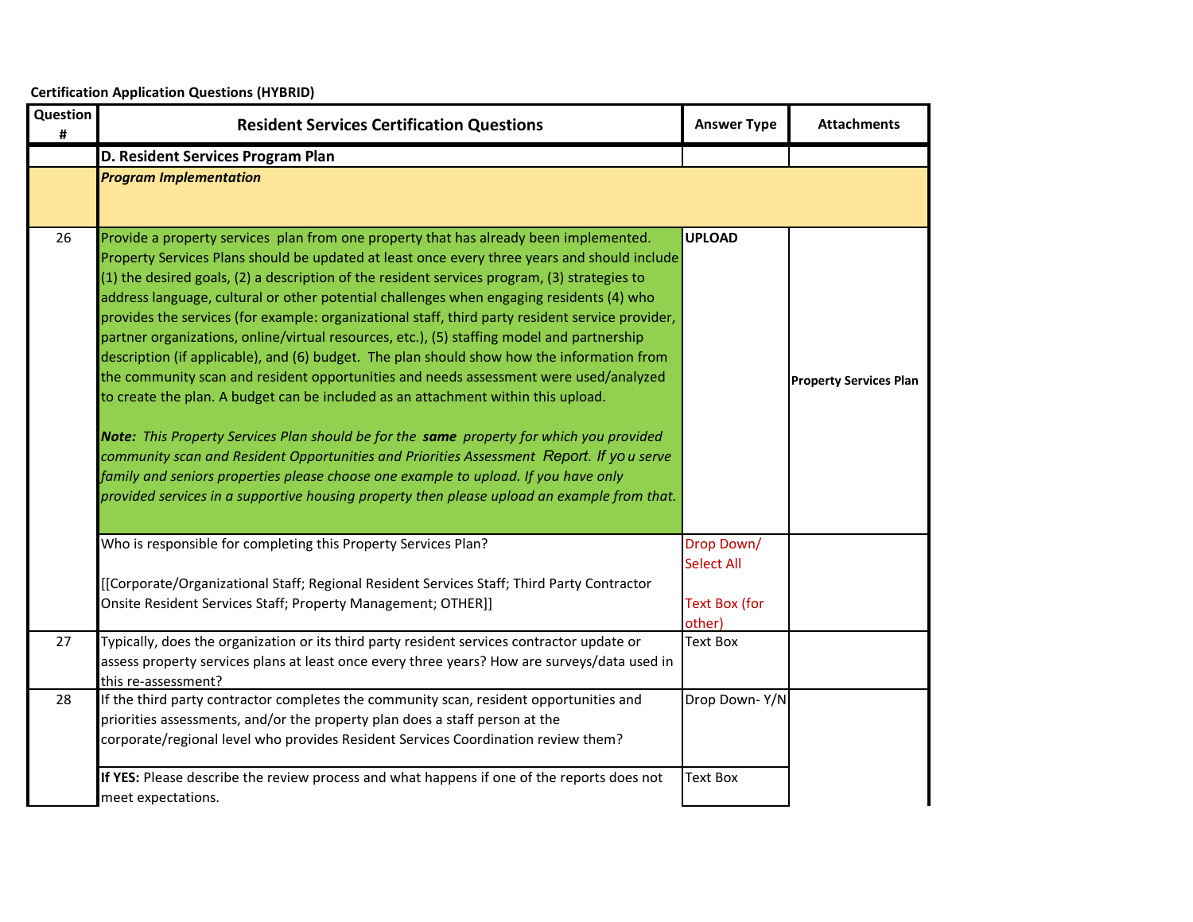**Certification Application Questions (HYBRID)**

| Question # | Resident Services Certification Questions | Answer Type | Attachments |
|---|---|---|---|
| | **D. Resident Services Program Plan** | | |
| | ***Program Implementation*** | | |
| 26 | Provide a property services plan from one property that has already been implemented. Property Services Plans should be updated at least once every three years and should include (1) the desired goals, (2) a description of the resident services program, (3) strategies to address language, cultural or other potential challenges when engaging residents (4) who provides the services (for example: organizational staff, third party resident service provider, partner organizations, online/virtual resources, etc.), (5) staffing model and partnership description (if applicable), and (6) budget. The plan should show how the information from the community scan and resident opportunities and needs assessment were used/analyzed to create the plan. A budget can be included as an attachment within this upload.<br><br>***Note:*** *This Property Services Plan should be for the* ***same*** *property for which you provided community scan and Resident Opportunities and Priorities Assessment Report. If you serve family and seniors properties please choose one example to upload. If you have only provided services in a supportive housing property then please upload an example from that.* | **UPLOAD** | **Property Services Plan** |
| | Who is responsible for completing this Property Services Plan?<br><br>[[Corporate/Organizational Staff; Regional Resident Services Staff; Third Party Contractor Onsite Resident Services Staff; Property Management; OTHER]] | Drop Down/ Select All<br><br>Text Box (for other) | |
| 27 | Typically, does the organization or its third party resident services contractor update or assess property services plans at least once every three years? How are surveys/data used in this re-assessment? | Text Box | |
| 28 | If the third party contractor completes the community scan, resident opportunities and priorities assessments, and/or the property plan does a staff person at the corporate/regional level who provides Resident Services Coordination review them? | Drop Down- Y/N | |
| | **If YES:** Please describe the review process and what happens if one of the reports does not meet expectations. | Text Box | |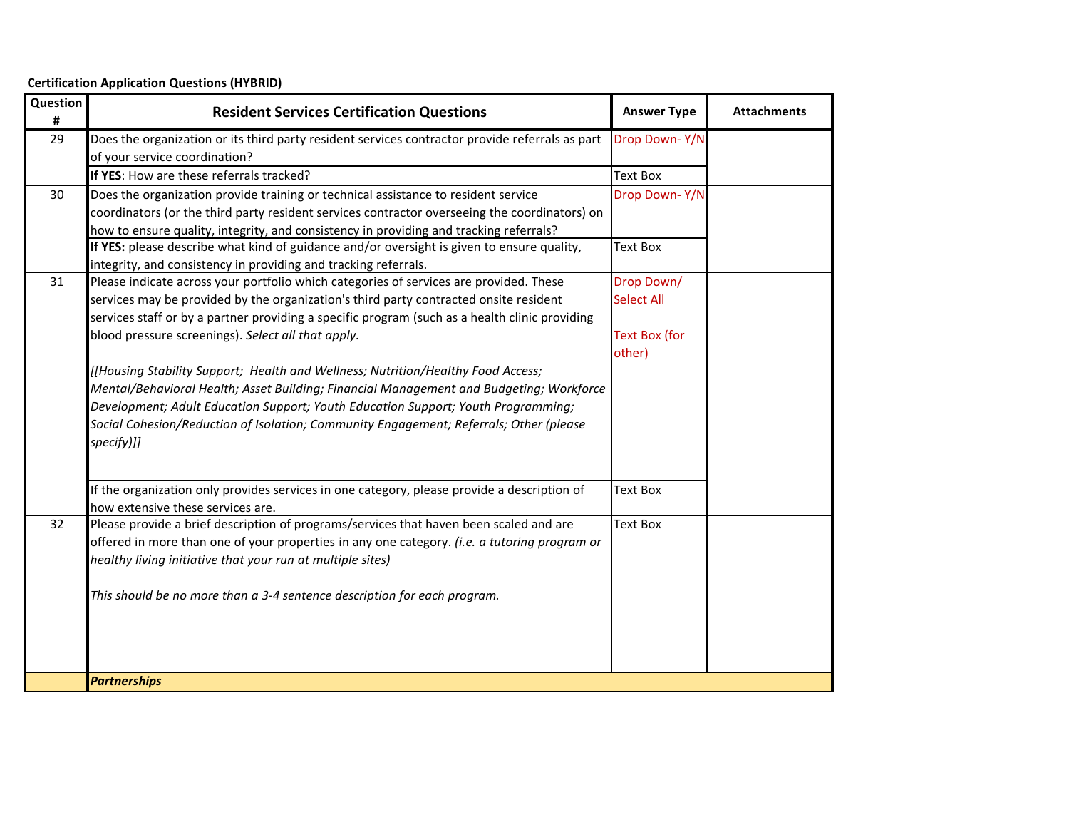**Certification Application Questions (HYBRID)**

| Question # | Resident Services Certification Questions | Answer Type | Attachments |
|---|---|---|---|
| 29 | Does the organization or its third party resident services contractor provide referrals as part of your service coordination? | Drop Down- Y/N | |
| | **If YES**: How are these referrals tracked? | Text Box | |
| 30 | Does the organization provide training or technical assistance to resident service coordinators (or the third party resident services contractor overseeing the coordinators) on how to ensure quality, integrity, and consistency in providing and tracking referrals? | Drop Down- Y/N | |
| | **If YES:** please describe what kind of guidance and/or oversight is given to ensure quality, integrity, and consistency in providing and tracking referrals. | Text Box | |
| 31 | Please indicate across your portfolio which categories of services are provided. These services may be provided by the organization's third party contracted onsite resident services staff or by a partner providing a specific program (such as a health clinic providing blood pressure screenings). *Select all that apply.*<br><br>*[[Housing Stability Support; Health and Wellness; Nutrition/Healthy Food Access; Mental/Behavioral Health; Asset Building; Financial Management and Budgeting; Workforce Development; Adult Education Support; Youth Education Support; Youth Programming; Social Cohesion/Reduction of Isolation; Community Engagement; Referrals; Other (please specify)]]* | Drop Down/ Select All<br><br>Text Box (for other) | |
| | If the organization only provides services in one category, please provide a description of how extensive these services are. | Text Box | |
| 32 | Please provide a brief description of programs/services that have been scaled and are offered in more than one of your properties in any one category. *(i.e. a tutoring program or healthy living initiative that your run at multiple sites)*<br><br>*This should be no more than a 3-4 sentence description for each program.* | Text Box | |
| | ***Partnerships*** | | |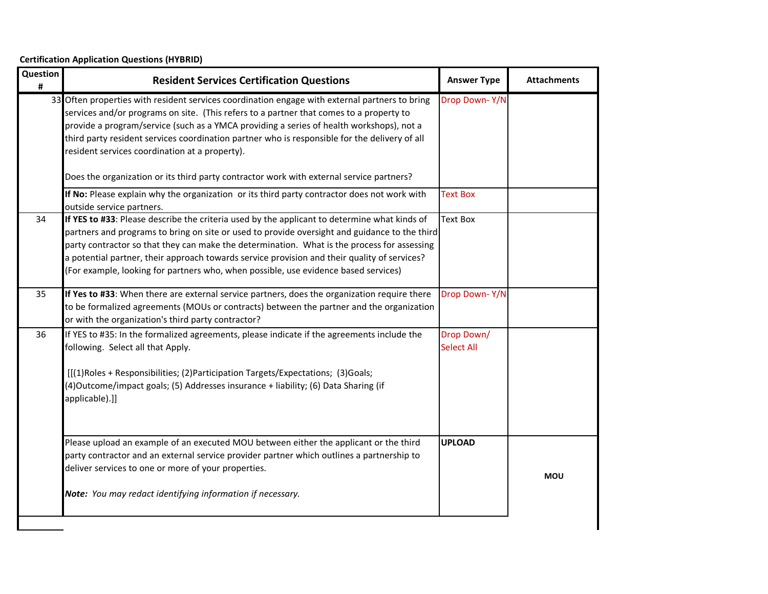**Certification Application Questions (HYBRID)**

| Question # | Resident Services Certification Questions | Answer Type | Attachments |
|---|---|---|---|
| 33 | Often properties with resident services coordination engage with external partners to bring services and/or programs on site. (This refers to a partner that comes to a property to provide a program/service (such as a YMCA providing a series of health workshops), not a third party resident services coordination partner who is responsible for the delivery of all resident services coordination at a property).<br><br>Does the organization or its third party contractor work with external service partners? | Drop Down- Y/N | |
| | **If No:** Please explain why the organization or its third party contractor does not work with outside service partners. | Text Box | |
| 34 | **If YES to #33**: Please describe the criteria used by the applicant to determine what kinds of partners and programs to bring on site or used to provide oversight and guidance to the third party contractor so that they can make the determination. What is the process for assessing a potential partner, their approach towards service provision and their quality of services? (For example, looking for partners who, when possible, use evidence based services) | Text Box | |
| 35 | **If Yes to #33**: When there are external service partners, does the organization require there to be formalized agreements (MOUs or contracts) between the partner and the organization or with the organization's third party contractor? | Drop Down- Y/N | |
| 36 | If YES to #35: In the formalized agreements, please indicate if the agreements include the following. Select all that Apply.<br><br>[[(1)Roles + Responsibilities; (2)Participation Targets/Expectations; (3)Goals; (4)Outcome/impact goals; (5) Addresses insurance + liability; (6) Data Sharing (if applicable).]] | Drop Down/ Select All | |
| | Please upload an example of an executed MOU between either the applicant or the third party contractor and an external service provider partner which outlines a partnership to deliver services to one or more of your properties.<br><br>***Note:** You may redact identifying information if necessary.* | **UPLOAD** | **MOU** |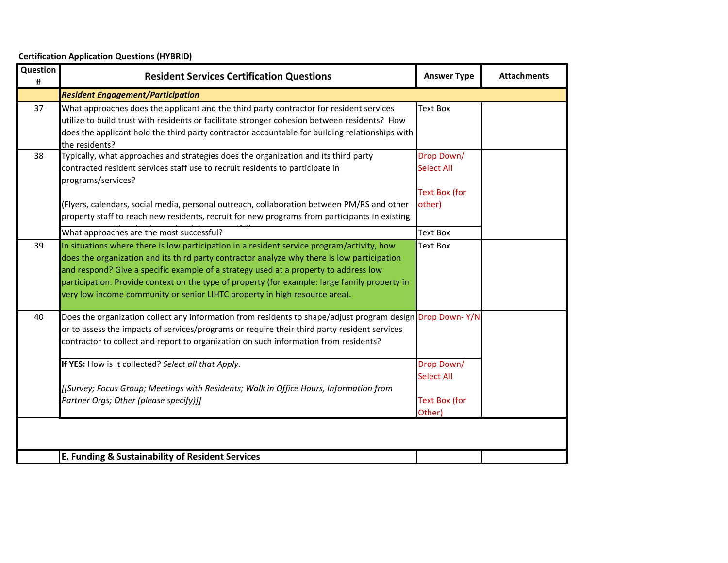**Certification Application Questions (HYBRID)**

| Question # | Resident Services Certification Questions | Answer Type | Attachments |
|---|---|---|---|
| | ***Resident Engagement/Participation*** | | |
| 37 | What approaches does the applicant and the third party contractor for resident services utilize to build trust with residents or facilitate stronger cohesion between residents? How does the applicant hold the third party contractor accountable for building relationships with the residents? | Text Box | |
| 38 | Typically, what approaches and strategies does the organization and its third party contracted resident services staff use to recruit residents to participate in programs/services?<br><br>(Flyers, calendars, social media, personal outreach, collaboration between PM/RS and other property staff to reach new residents, recruit for new programs from participants in existing | Drop Down/ Select All<br><br>Text Box (for other) | |
| | What approaches are the most successful? | Text Box | |
| 39 | In situations where there is low participation in a resident service program/activity, how does the organization and its third party contractor analyze why there is low participation and respond? Give a specific example of a strategy used at a property to address low participation. Provide context on the type of property (for example: large family property in very low income community or senior LIHTC property in high resource area). | Text Box | |
| 40 | Does the organization collect any information from residents to shape/adjust program design or to assess the impacts of services/programs or require their third party resident services contractor to collect and report to organization on such information from residents? | Drop Down- Y/N | |
| | **If YES:** How is it collected? *Select all that Apply.*<br><br>*[[Survey; Focus Group; Meetings with Residents; Walk in Office Hours, Information from Partner Orgs; Other (please specify)]]* | Drop Down/ Select All<br><br>Text Box (for Other) | |
| | | | |
| | **E. Funding & Sustainability of Resident Services** | | |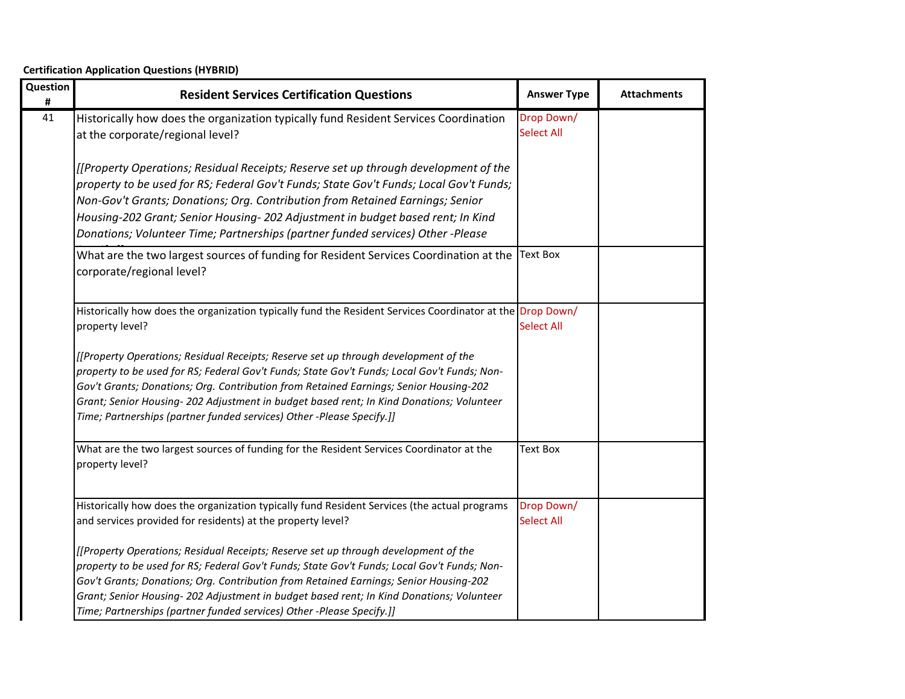**Certification Application Questions (HYBRID)**

| Question # | Resident Services Certification Questions | Answer Type | Attachments |
|---|---|---|---|
| 41 | Historically how does the organization typically fund Resident Services Coordination at the corporate/regional level?<br><br>*[[Property Operations; Residual Receipts; Reserve set up through development of the property to be used for RS; Federal Gov't Funds; State Gov't Funds; Local Gov't Funds; Non-Gov't Grants; Donations; Org. Contribution from Retained Earnings; Senior Housing-202 Grant; Senior Housing- 202 Adjustment in budget based rent; In Kind Donations; Volunteer Time; Partnerships (partner funded services) Other -Please* | Drop Down/ Select All | |
| | What are the two largest sources of funding for Resident Services Coordination at the corporate/regional level? | Text Box | |
| | Historically how does the organization typically fund the Resident Services Coordinator at the property level?<br><br>*[[Property Operations; Residual Receipts; Reserve set up through development of the property to be used for RS; Federal Gov't Funds; State Gov't Funds; Local Gov't Funds; Non-Gov't Grants; Donations; Org. Contribution from Retained Earnings; Senior Housing-202 Grant; Senior Housing- 202 Adjustment in budget based rent; In Kind Donations; Volunteer Time; Partnerships (partner funded services) Other -Please Specify.]]* | Drop Down/ Select All | |
| | What are the two largest sources of funding for the Resident Services Coordinator at the property level? | Text Box | |
| | Historically how does the organization typically fund Resident Services (the actual programs and services provided for residents) at the property level?<br><br>*[[Property Operations; Residual Receipts; Reserve set up through development of the property to be used for RS; Federal Gov't Funds; State Gov't Funds; Local Gov't Funds; Non-Gov't Grants; Donations; Org. Contribution from Retained Earnings; Senior Housing-202 Grant; Senior Housing- 202 Adjustment in budget based rent; In Kind Donations; Volunteer Time; Partnerships (partner funded services) Other -Please Specify.]]* | Drop Down/ Select All | |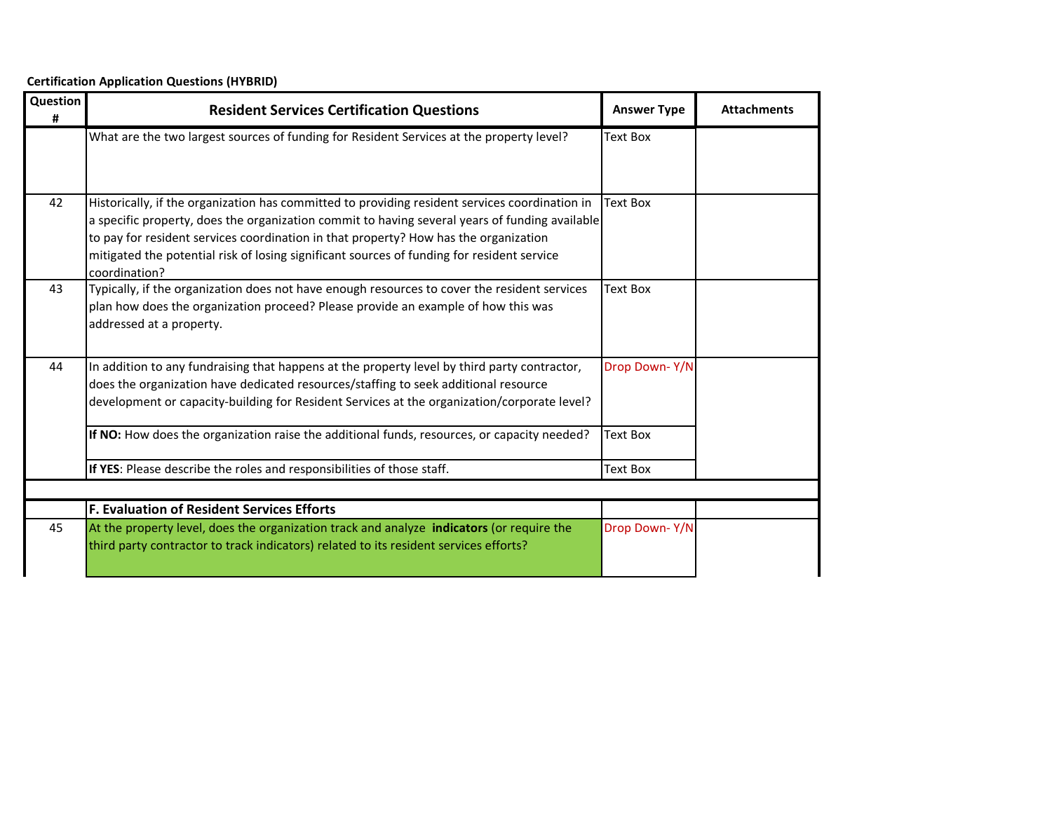**Certification Application Questions (HYBRID)**

| Question # | Resident Services Certification Questions | Answer Type | Attachments |
|---|---|---|---|
| | What are the two largest sources of funding for Resident Services at the property level? | Text Box | |
| 42 | Historically, if the organization has committed to providing resident services coordination in a specific property, does the organization commit to having several years of funding available to pay for resident services coordination in that property? How has the organization mitigated the potential risk of losing significant sources of funding for resident service coordination? | Text Box | |
| 43 | Typically, if the organization does not have enough resources to cover the resident services plan how does the organization proceed? Please provide an example of how this was addressed at a property. | Text Box | |
| 44 | In addition to any fundraising that happens at the property level by third party contractor, does the organization have dedicated resources/staffing to seek additional resource development or capacity-building for Resident Services at the organization/corporate level? | Drop Down- Y/N | |
| | **If NO:** How does the organization raise the additional funds, resources, or capacity needed? | Text Box | |
| | **If YES**: Please describe the roles and responsibilities of those staff. | Text Box | |
| | | | |
| | **F. Evaluation of Resident Services Efforts** | | |
| 45 | At the property level, does the organization track and analyze **indicators** (or require the third party contractor to track indicators) related to its resident services efforts? | Drop Down- Y/N | |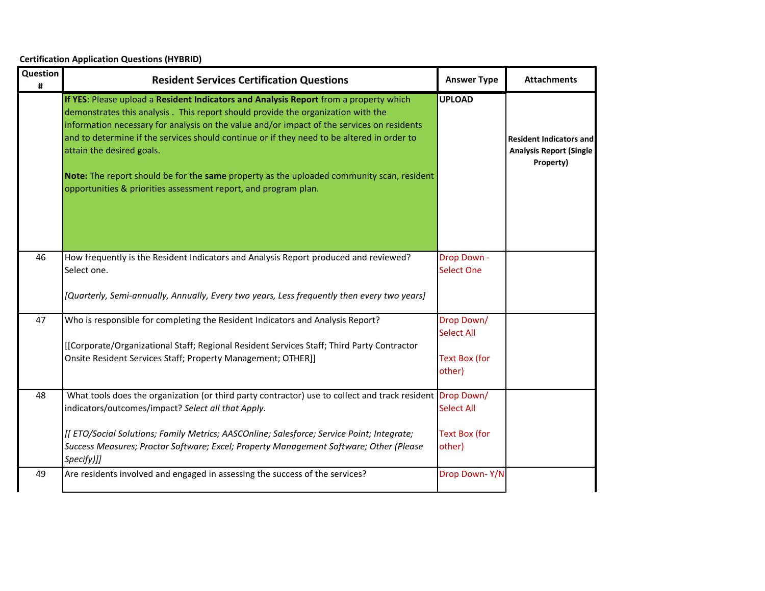**Certification Application Questions (HYBRID)**

| Question # | Resident Services Certification Questions | Answer Type | Attachments |
|---|---|---|---|
| | **If YES**: Please upload a **Resident Indicators and Analysis Report** from a property which demonstrates this analysis . This report should provide the organization with the information necessary for analysis on the value and/or impact of the services on residents and to determine if the services should continue or if they need to be altered in order to attain the desired goals.<br><br>**Note:** The report should be for the **same** property as the uploaded community scan, resident opportunities & priorities assessment report, and program plan. | **UPLOAD** | **Resident Indicators and Analysis Report (Single Property)** |
| 46 | How frequently is the Resident Indicators and Analysis Report produced and reviewed? Select one.<br><br>*[Quarterly, Semi-annually, Annually, Every two years, Less frequently then every two years]* | Drop Down - Select One | |
| 47 | Who is responsible for completing the Resident Indicators and Analysis Report?<br><br>[[Corporate/Organizational Staff; Regional Resident Services Staff; Third Party Contractor Onsite Resident Services Staff; Property Management; OTHER]] | Drop Down/ Select All<br><br>Text Box (for other) | |
| 48 | What tools does the organization (or third party contractor) use to collect and track resident indicators/outcomes/impact? *Select all that Apply.*<br><br>*[[ ETO/Social Solutions; Family Metrics; AASCOnline; Salesforce; Service Point; Integrate; Success Measures; Proctor Software; Excel; Property Management Software; Other (Please Specify)]]* | Drop Down/ Select All<br><br>Text Box (for other) | |
| 49 | Are residents involved and engaged in assessing the success of the services? | Drop Down- Y/N | |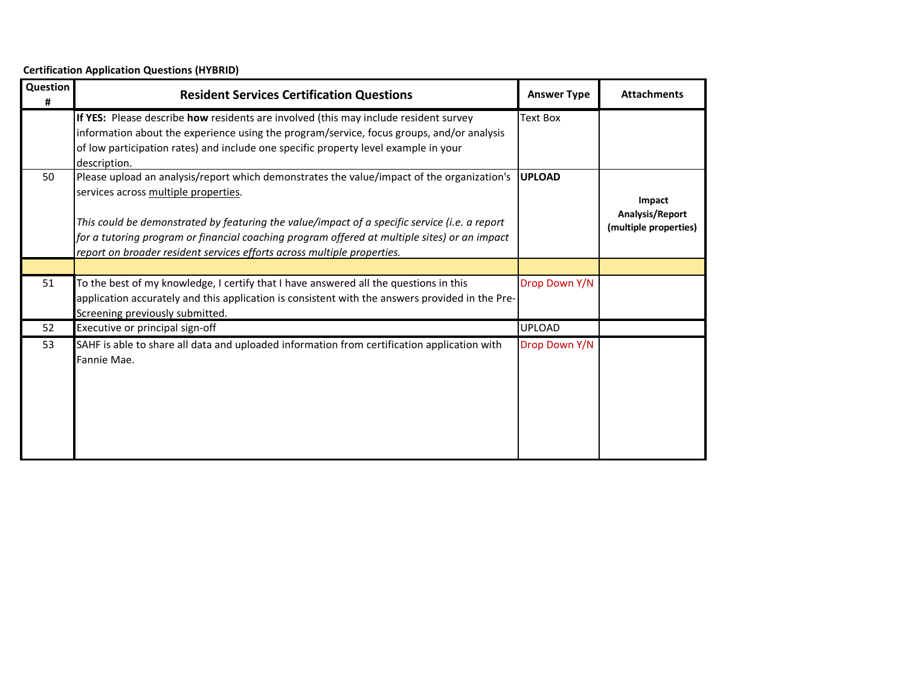**Certification Application Questions (HYBRID)**

| Question # | Resident Services Certification Questions | Answer Type | Attachments |
|---|---|---|---|
| | **If YES:** Please describe **how** residents are involved (this may include resident survey information about the experience using the program/service, focus groups, and/or analysis of low participation rates) and include one specific property level example in your description. | Text Box | |
| 50 | Please upload an analysis/report which demonstrates the value/impact of the organization's services across multiple properties.<br><br>*This could be demonstrated by featuring the value/impact of a specific service (i.e. a report for a tutoring program or financial coaching program offered at multiple sites) or an impact report on broader resident services efforts across multiple properties.* | **UPLOAD** | **Impact Analysis/Report (multiple properties)** |
| | | | |
| 51 | To the best of my knowledge, I certify that I have answered all the questions in this application accurately and this application is consistent with the answers provided in the Pre-Screening previously submitted. | Drop Down Y/N | |
| 52 | Executive or principal sign-off | UPLOAD | |
| 53 | SAHF is able to share all data and uploaded information from certification application with Fannie Mae. | Drop Down Y/N | |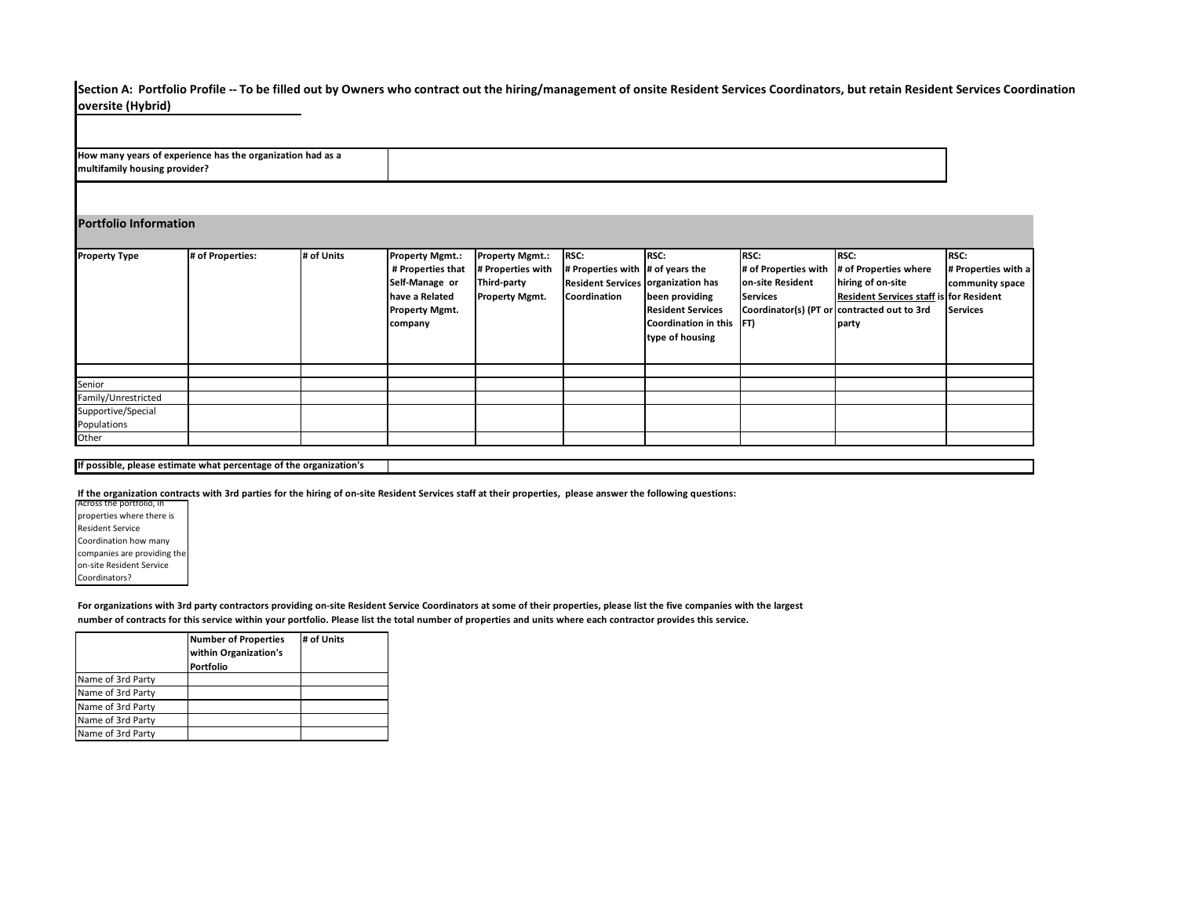## Section A: Portfolio Profile -- To be filled out by Owners who contract out the hiring/management of onsite Resident Services Coordinators, but retain Resident Services Coordination oversite (Hybrid)

| How many years of experience has the organization had as a multifamily housing provider? | |
|---|---|

### Portfolio Information

| Property Type | # of Properties: | # of Units | Property Mgmt.: # Properties that Self-Manage or have a Related Property Mgmt. company | Property Mgmt.: # Properties with Third-party Property Mgmt. | RSC: # Properties with Resident Services Coordination | RSC: # of years the organization has been providing Resident Services Coordination in this type of housing | RSC: # of Properties with on-site Resident Services Coordinator(s) (PT or FT) | RSC: # of Properties where hiring of on-site Resident Services staff is contracted out to 3rd party | RSC: # Properties with a community space for Resident Services |
|---|---|---|---|---|---|---|---|---|---|
| | | | | | | | | | |
| Senior | | | | | | | | | |
| Family/Unrestricted | | | | | | | | | |
| Supportive/Special Populations | | | | | | | | | |
| Other | | | | | | | | | |

| If possible, please estimate what percentage of the organization's | |
|---|---|

**If the organization contracts with 3rd parties for the hiring of on-site Resident Services staff at their properties, please answer the following questions:**

| Across the portfolio, in properties where there is Resident Service Coordination how many companies are providing the on-site Resident Service Coordinators? |
|---|

**For organizations with 3rd party contractors providing on-site Resident Service Coordinators at some of their properties, please list the five companies with the largest number of contracts for this service within your portfolio. Please list the total number of properties and units where each contractor provides this service.**

| | Number of Properties within Organization's Portfolio | # of Units |
|---|---|---|
| Name of 3rd Party | | |
| Name of 3rd Party | | |
| Name of 3rd Party | | |
| Name of 3rd Party | | |
| Name of 3rd Party | | |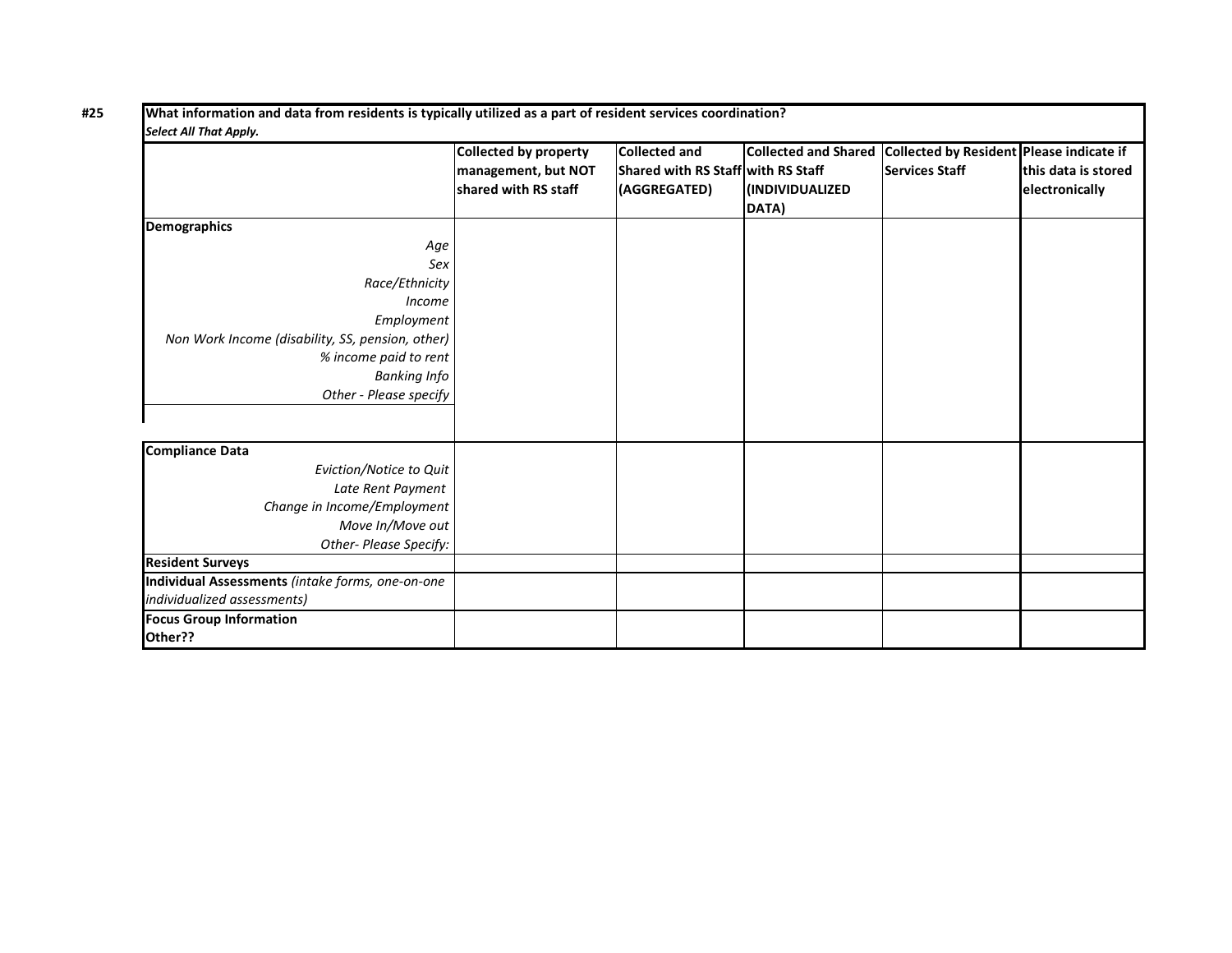**#25** **What information and data from residents is typically utilized as a part of resident services coordination?**

***Select All That Apply.***

| | Collected by property management, but NOT shared with RS staff | Collected and Shared with RS Staff (AGGREGATED) | Collected and Shared with RS Staff (INDIVIDUALIZED DATA) | Collected by Resident Services Staff | Please indicate if this data is stored electronically |
|---|---|---|---|---|---|
| **Demographics** | | | | | |
| *Age* | | | | | |
| *Sex* | | | | | |
| *Race/Ethnicity* | | | | | |
| *Income* | | | | | |
| *Employment* | | | | | |
| *Non Work Income (disability, SS, pension, other)* | | | | | |
| *% income paid to rent* | | | | | |
| *Banking Info* | | | | | |
| *Other - Please specify* | | | | | |
| | | | | | |
| **Compliance Data** | | | | | |
| *Eviction/Notice to Quit* | | | | | |
| *Late Rent Payment* | | | | | |
| *Change in Income/Employment* | | | | | |
| *Move In/Move out* | | | | | |
| *Other- Please Specify:* | | | | | |
| **Resident Surveys** | | | | | |
| **Individual Assessments** *(intake forms, one-on-one individualized assessments)* | | | | | |
| **Focus Group Information** | | | | | |
| **Other??** | | | | | |